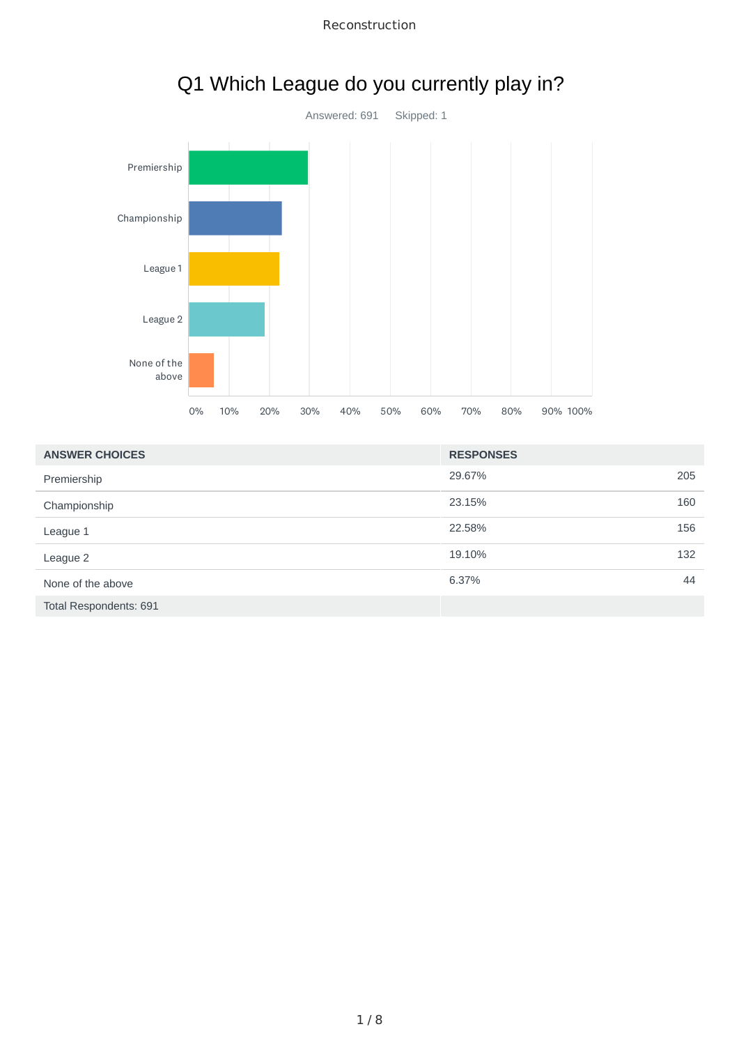# Q1 Which League do you currently play in?

Answered: 691 Skipped: 1

| ANSWER CHOICES | RESPONSES | |
|---|---|---|
| Premiership | 29.67% | 205 |
| Championship | 23.15% | 160 |
| League 1 | 22.58% | 156 |
| League 2 | 19.10% | 132 |
| None of the above | 6.37% | 44 |
| Total Respondents: 691 | | |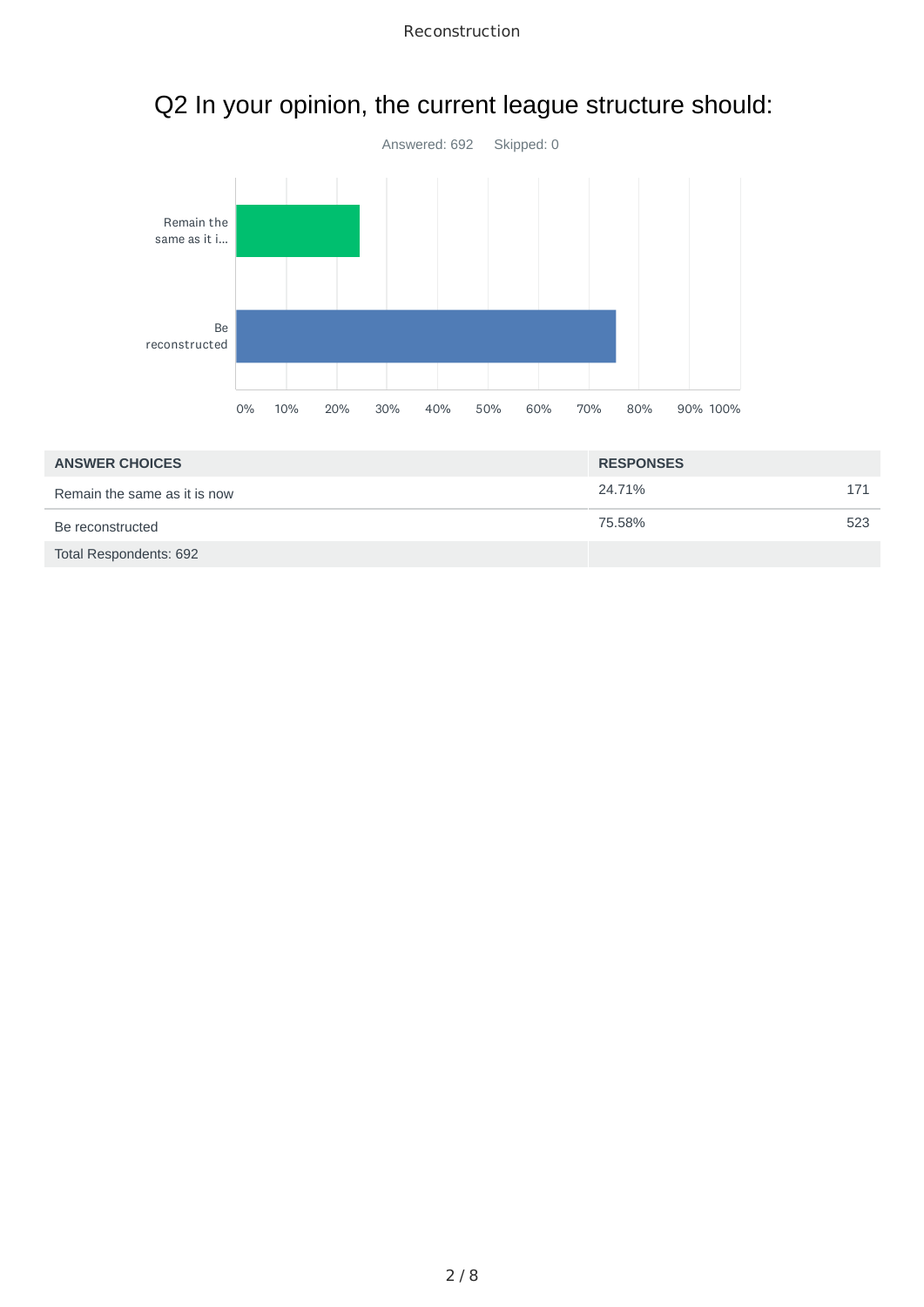## Q2 In your opinion, the current league structure should:

Answered: 692 Skipped: 0

| ANSWER CHOICES | RESPONSES | |
|---|---|---|
| Remain the same as it is now | 24.71% | 171 |
| Be reconstructed | 75.58% | 523 |
| Total Respondents: 692 | | |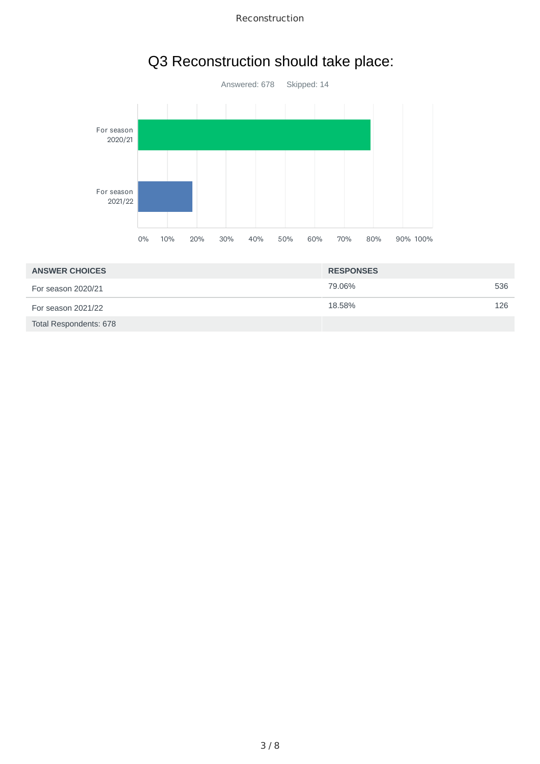# Q3 Reconstruction should take place:

Answered: 678    Skipped: 14

| ANSWER CHOICES | RESPONSES | |
|---|---|---|
| For season 2020/21 | 79.06% | 536 |
| For season 2021/22 | 18.58% | 126 |
| Total Respondents: 678 | | |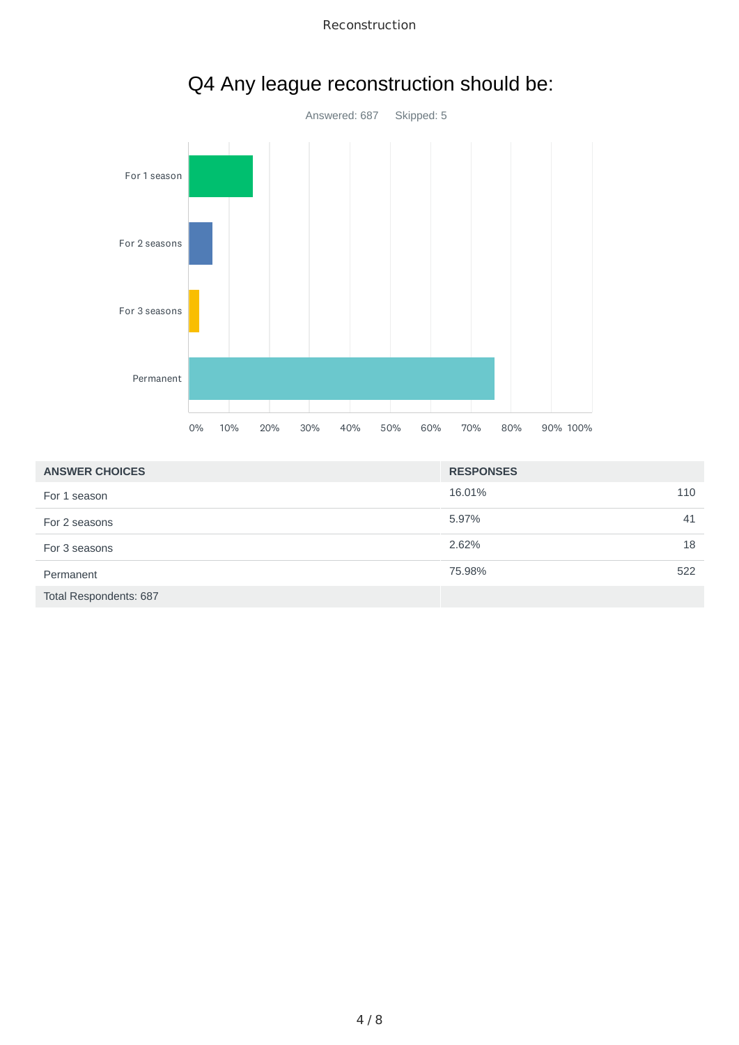# Q4 Any league reconstruction should be:

Answered: 687 Skipped: 5

| ANSWER CHOICES | RESPONSES | |
|---|---|---|
| For 1 season | 16.01% | 110 |
| For 2 seasons | 5.97% | 41 |
| For 3 seasons | 2.62% | 18 |
| Permanent | 75.98% | 522 |
| Total Respondents: 687 | | |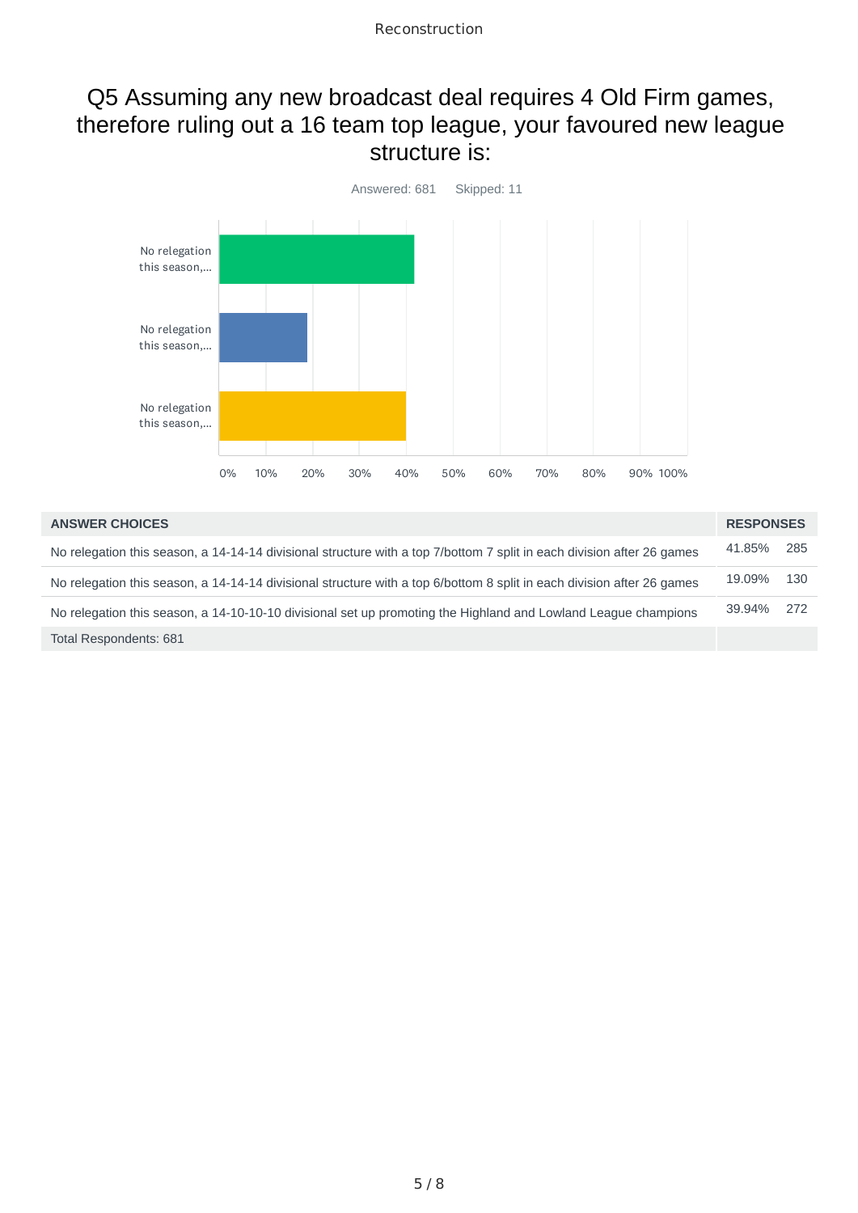# Q5 Assuming any new broadcast deal requires 4 Old Firm games, therefore ruling out a 16 team top league, your favoured new league structure is:

Answered: 681    Skipped: 11

| ANSWER CHOICES | RESPONSES | |
|---|---|---|
| No relegation this season, a 14-14-14 divisional structure with a top 7/bottom 7 split in each division after 26 games | 41.85% | 285 |
| No relegation this season, a 14-14-14 divisional structure with a top 6/bottom 8 split in each division after 26 games | 19.09% | 130 |
| No relegation this season, a 14-10-10-10 divisional set up promoting the Highland and Lowland League champions | 39.94% | 272 |
| Total Respondents: 681 | | |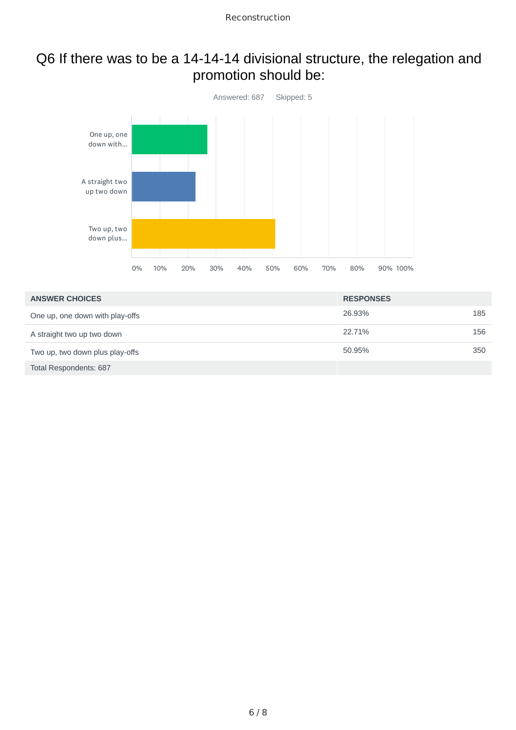# Q6 If there was to be a 14-14-14 divisional structure, the relegation and promotion should be:

Answered: 687    Skipped: 5

| ANSWER CHOICES | RESPONSES | |
|---|---|---|
| One up, one down with play-offs | 26.93% | 185 |
| A straight two up two down | 22.71% | 156 |
| Two up, two down plus play-offs | 50.95% | 350 |
| Total Respondents: 687 | | |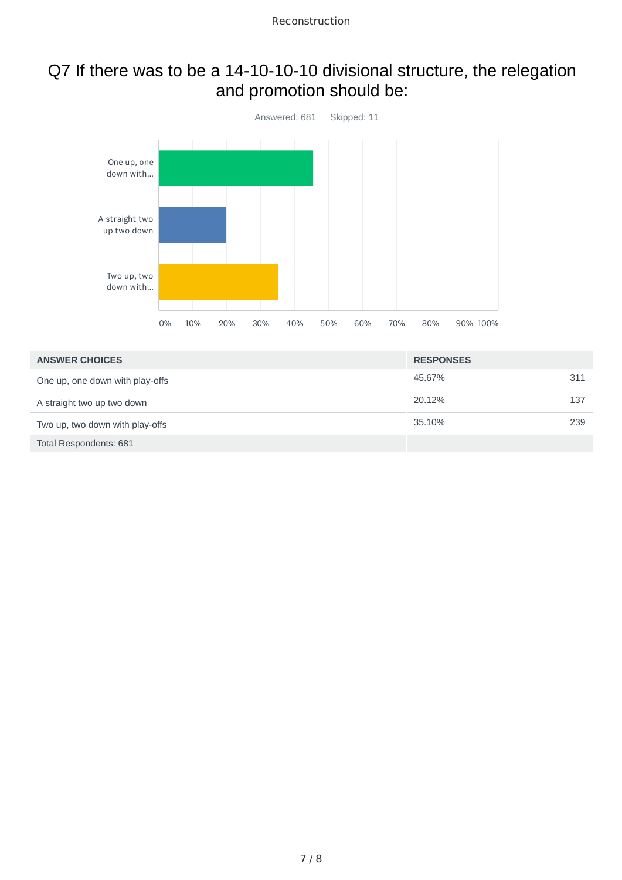## Q7 If there was to be a 14-10-10-10 divisional structure, the relegation and promotion should be:

Answered: 681    Skipped: 11

| ANSWER CHOICES | RESPONSES | |
|---|---|---|
| One up, one down with play-offs | 45.67% | 311 |
| A straight two up two down | 20.12% | 137 |
| Two up, two down with play-offs | 35.10% | 239 |
| Total Respondents: 681 | | |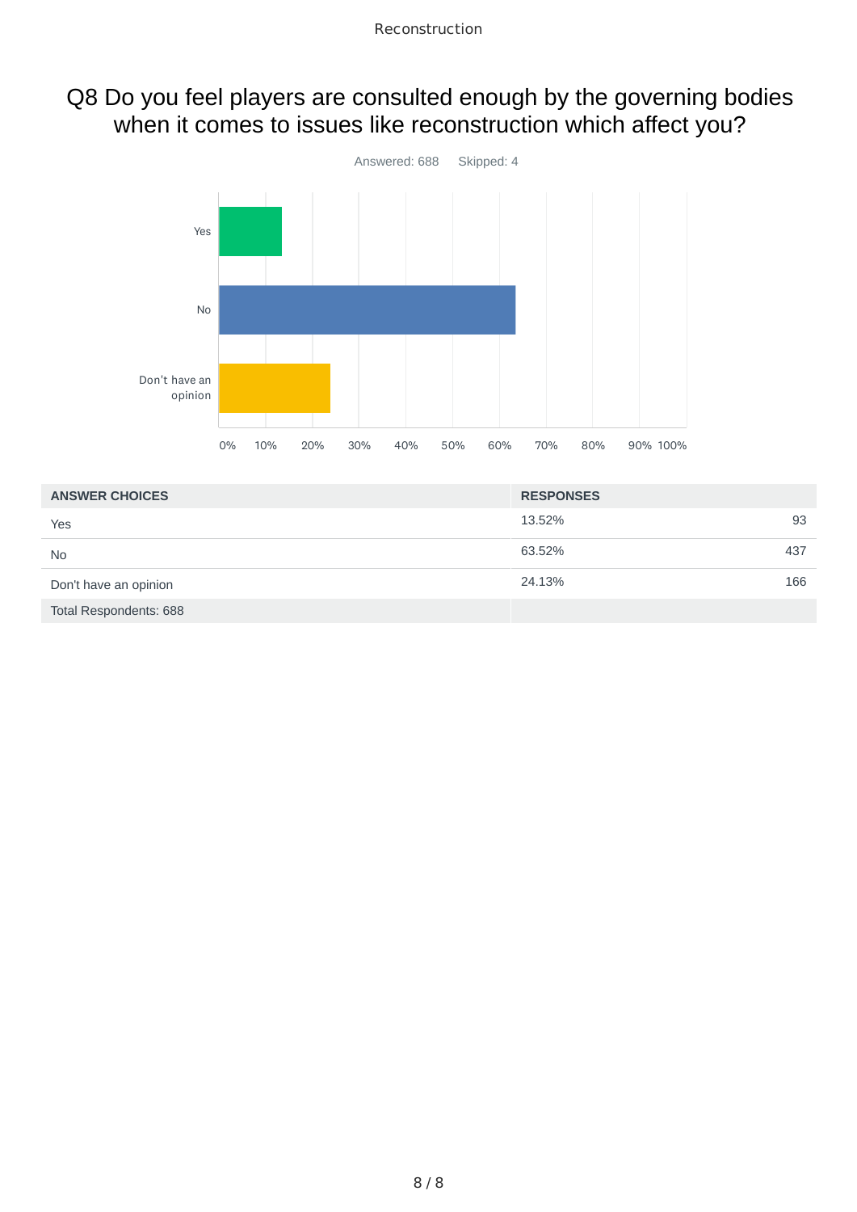# Q8 Do you feel players are consulted enough by the governing bodies when it comes to issues like reconstruction which affect you?

Answered: 688 Skipped: 4

Yes

No

Don't have an opinion

0% 10% 20% 30% 40% 50% 60% 70% 80% 90% 100%

| ANSWER CHOICES | RESPONSES | |
|---|---|---|
| Yes | 13.52% | 93 |
| No | 63.52% | 437 |
| Don't have an opinion | 24.13% | 166 |
| Total Respondents: 688 | | |